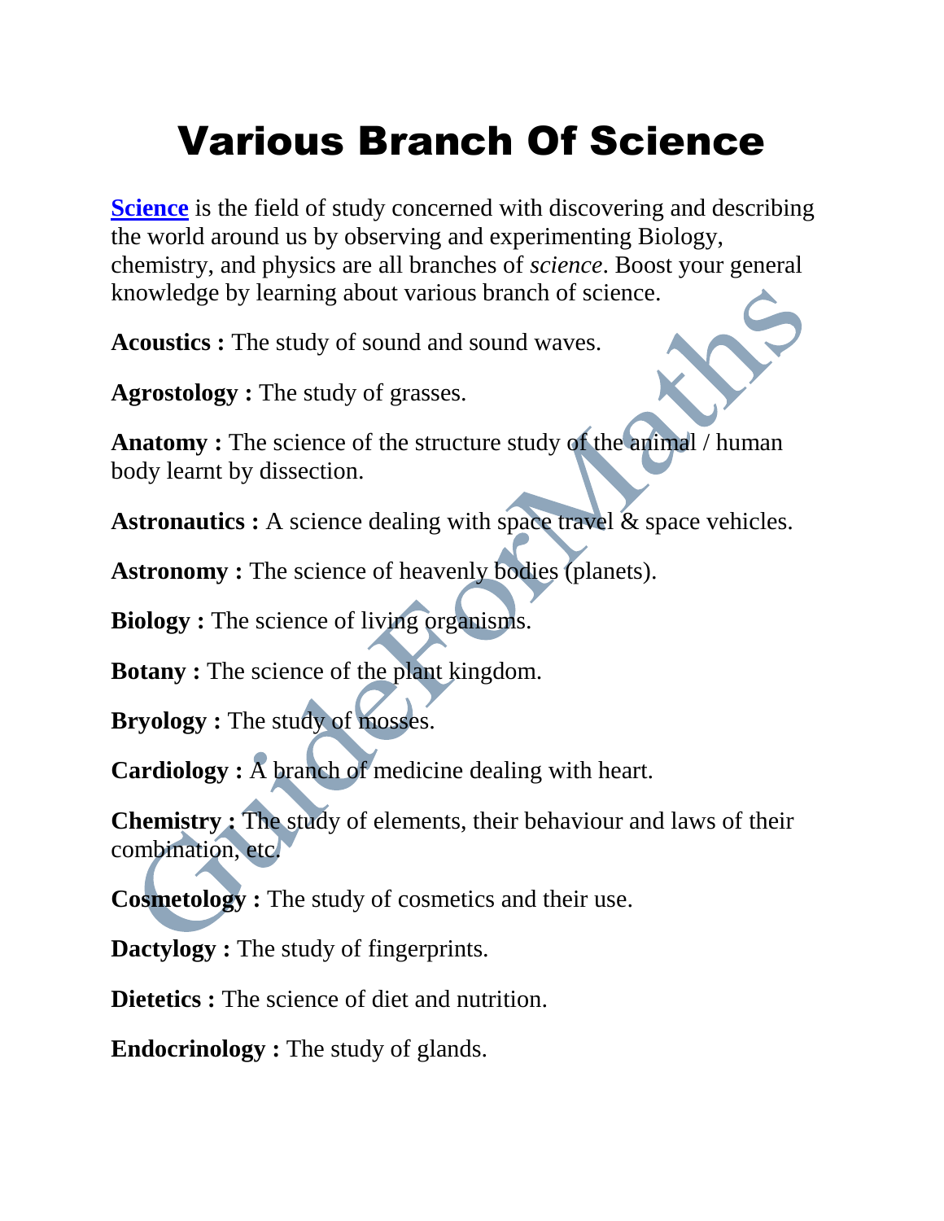# Various Branch Of Science

**Science** is the field of study concerned with discovering and describing the world around us by observing and experimenting Biology, chemistry, and physics are all branches of *science*. Boost your general knowledge by learning about various branch of science.

**Acoustics :** The study of sound and sound waves.

**Agrostology :** The study of grasses.

**Anatomy :** The science of the structure study of the animal / human body learnt by dissection.

**Astronautics :** A science dealing with space travel & space vehicles.

**Astronomy :** The science of heavenly bodies (planets).

**Biology :** The science of living organisms.

**Botany :** The science of the plant kingdom.

**Bryology :** The study of mosses.

**Cardiology :** A branch of medicine dealing with heart.

**Chemistry :** The study of elements, their behaviour and laws of their combination, etc.

**Cosmetology :** The study of cosmetics and their use.

**Dactylogy :** The study of fingerprints.

**Dietetics :** The science of diet and nutrition.

**Endocrinology :** The study of glands.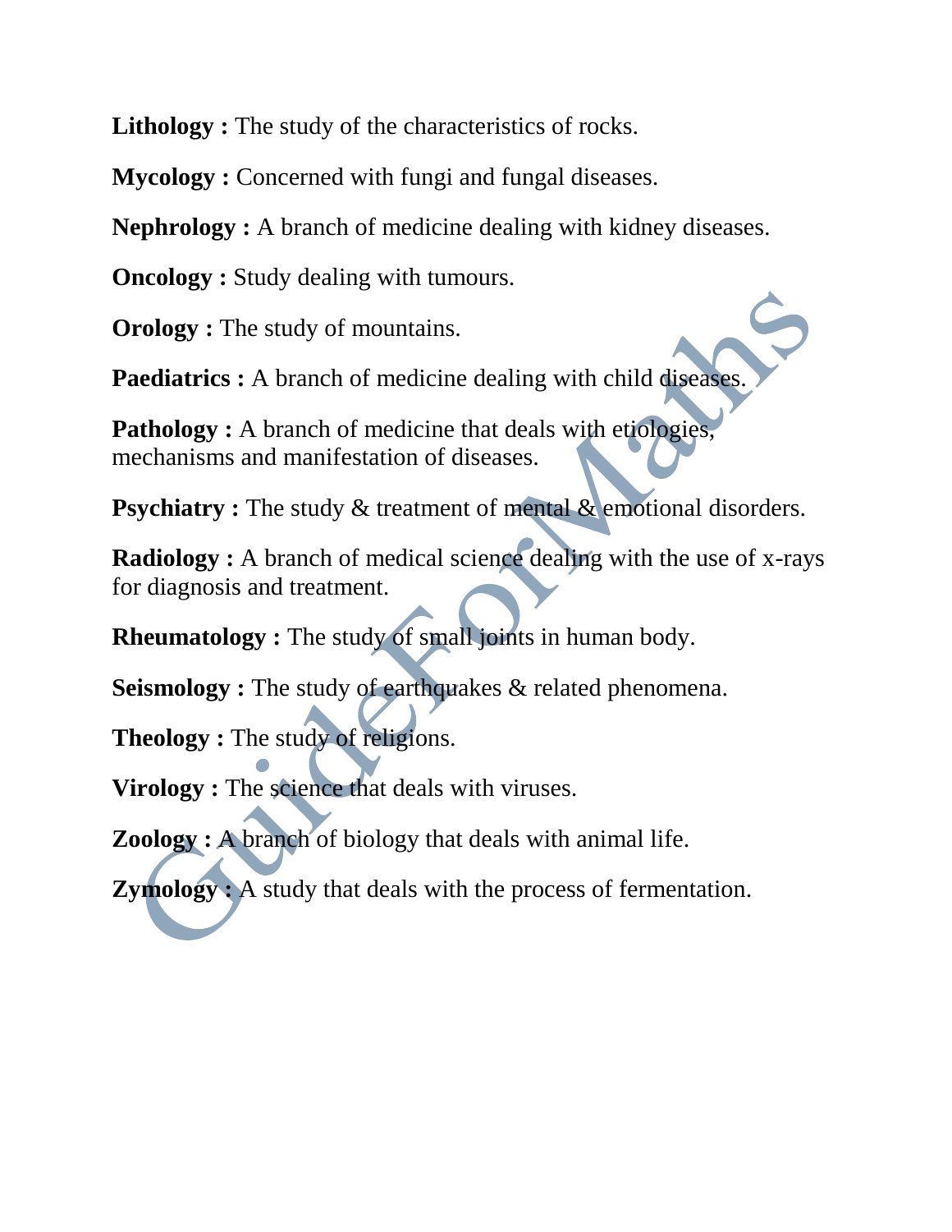**Lithology :** The study of the characteristics of rocks.

**Mycology :** Concerned with fungi and fungal diseases.

**Nephrology :** A branch of medicine dealing with kidney diseases.

**Oncology :** Study dealing with tumours.

**Orology :** The study of mountains.

**Paediatrics :** A branch of medicine dealing with child diseases.

**Pathology :** A branch of medicine that deals with etiologies, mechanisms and manifestation of diseases.

**Psychiatry :** The study & treatment of mental & emotional disorders.

**Radiology :** A branch of medical science dealing with the use of x-rays for diagnosis and treatment.

**Rheumatology :** The study of small joints in human body.

**Seismology :** The study of earthquakes & related phenomena.

**Theology :** The study of religions.

**Virology :** The science that deals with viruses.

**Zoology :** A branch of biology that deals with animal life.

**Zymology :** A study that deals with the process of fermentation.